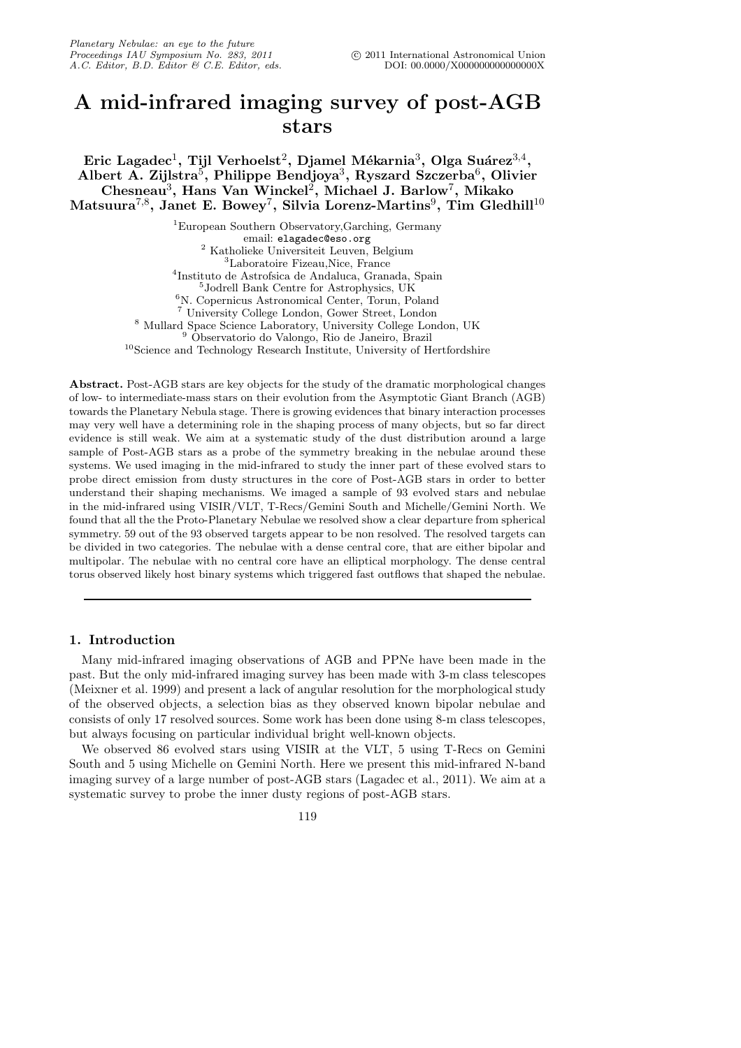# A mid-infrared imaging survey of post-AGB stars

**Eric Lagadec[1], Tijl Verhoelst[2], Djamel Mékarnia[3], Olga Suárez[3,4], Albert A. Zijlstra[5], Philippe Bendjoya[3], Ryszard Szczerba[6], Olivier Chesneau[3], Hans Van Winckel[2], Michael J. Barlow[7], Mikako Matsuura[7,8], Janet E. Bowey[7], Silvia Lorenz-Martins[9], Tim Gledhill[10]**

[1]European Southern Observatory,Garching, Germany
email: elagadec@eso.org
[2] Katholieke Universiteit Leuven, Belgium
[3]Laboratoire Fizeau,Nice, France
[4]Instituto de Astrofsica de Andaluca, Granada, Spain
[5]Jodrell Bank Centre for Astrophysics, UK
[6]N. Copernicus Astronomical Center, Torun, Poland
[7] University College London, Gower Street, London
[8] Mullard Space Science Laboratory, University College London, UK
[9] Observatorio do Valongo, Rio de Janeiro, Brazil
[10]Science and Technology Research Institute, University of Hertfordshire

**Abstract.** Post-AGB stars are key objects for the study of the dramatic morphological changes of low- to intermediate-mass stars on their evolution from the Asymptotic Giant Branch (AGB) towards the Planetary Nebula stage. There is growing evidences that binary interaction processes may very well have a determining role in the shaping process of many objects, but so far direct evidence is still weak. We aim at a systematic study of the dust distribution around a large sample of Post-AGB stars as a probe of the symmetry breaking in the nebulae around these systems. We used imaging in the mid-infrared to study the inner part of these evolved stars to probe direct emission from dusty structures in the core of Post-AGB stars in order to better understand their shaping mechanisms. We imaged a sample of 93 evolved stars and nebulae in the mid-infrared using VISIR/VLT, T-Recs/Gemini South and Michelle/Gemini North. We found that all the the Proto-Planetary Nebulae we resolved show a clear departure from spherical symmetry. 59 out of the 93 observed targets appear to be non resolved. The resolved targets can be divided in two categories. The nebulae with a dense central core, that are either bipolar and multipolar. The nebulae with no central core have an elliptical morphology. The dense central torus observed likely host binary systems which triggered fast outflows that shaped the nebulae.

## 1. Introduction

Many mid-infrared imaging observations of AGB and PPNe have been made in the past. But the only mid-infrared imaging survey has been made with 3-m class telescopes (Meixner et al. 1999) and present a lack of angular resolution for the morphological study of the observed objects, a selection bias as they observed known bipolar nebulae and consists of only 17 resolved sources. Some work has been done using 8-m class telescopes, but always focusing on particular individual bright well-known objects.

We observed 86 evolved stars using VISIR at the VLT, 5 using T-Recs on Gemini South and 5 using Michelle on Gemini North. Here we present this mid-infrared N-band imaging survey of a large number of post-AGB stars (Lagadec et al., 2011). We aim at a systematic survey to probe the inner dusty regions of post-AGB stars.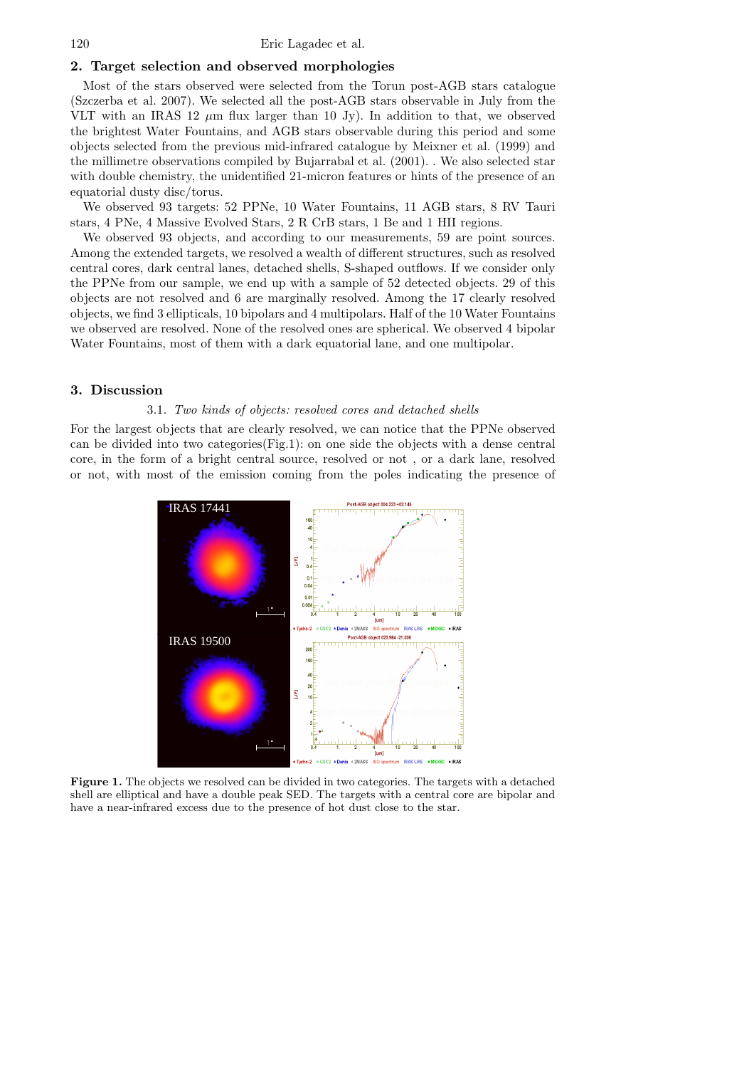## 2. Target selection and observed morphologies

Most of the stars observed were selected from the Torun post-AGB stars catalogue (Szczerba et al. 2007). We selected all the post-AGB stars observable in July from the VLT with an IRAS 12 $\mu$m flux larger than 10 Jy). In addition to that, we observed the brightest Water Fountains, and AGB stars observable during this period and some objects selected from the previous mid-infrared catalogue by Meixner et al. (1999) and the millimetre observations compiled by Bujarrabal et al. (2001). . We also selected star with double chemistry, the unidentified 21-micron features or hints of the presence of an equatorial dusty disc/torus.

We observed 93 targets: 52 PPNe, 10 Water Fountains, 11 AGB stars, 8 RV Tauri stars, 4 PNe, 4 Massive Evolved Stars, 2 R CrB stars, 1 Be and 1 HII regions.

We observed 93 objects, and according to our measurements, 59 are point sources. Among the extended targets, we resolved a wealth of different structures, such as resolved central cores, dark central lanes, detached shells, S-shaped outflows. If we consider only the PPNe from our sample, we end up with a sample of 52 detected objects. 29 of this objects are not resolved and 6 are marginally resolved. Among the 17 clearly resolved objects, we find 3 ellipticals, 10 bipolars and 4 multipolars. Half of the 10 Water Fountains we observed are resolved. None of the resolved ones are spherical. We observed 4 bipolar Water Fountains, most of them with a dark equatorial lane, and one multipolar.

## 3. Discussion

### 3.1. *Two kinds of objects: resolved cores and detached shells*

For the largest objects that are clearly resolved, we can notice that the PPNe observed can be divided into two categories(Fig.1): on one side the objects with a dense central core, in the form of a bright central source, resolved or not , or a dark lane, resolved or not, with most of the emission coming from the poles indicating the presence of

**Figure 1.** The objects we resolved can be divided in two categories. The targets with a detached shell are elliptical and have a double peak SED. The targets with a central core are bipolar and have a near-infrared excess due to the presence of hot dust close to the star.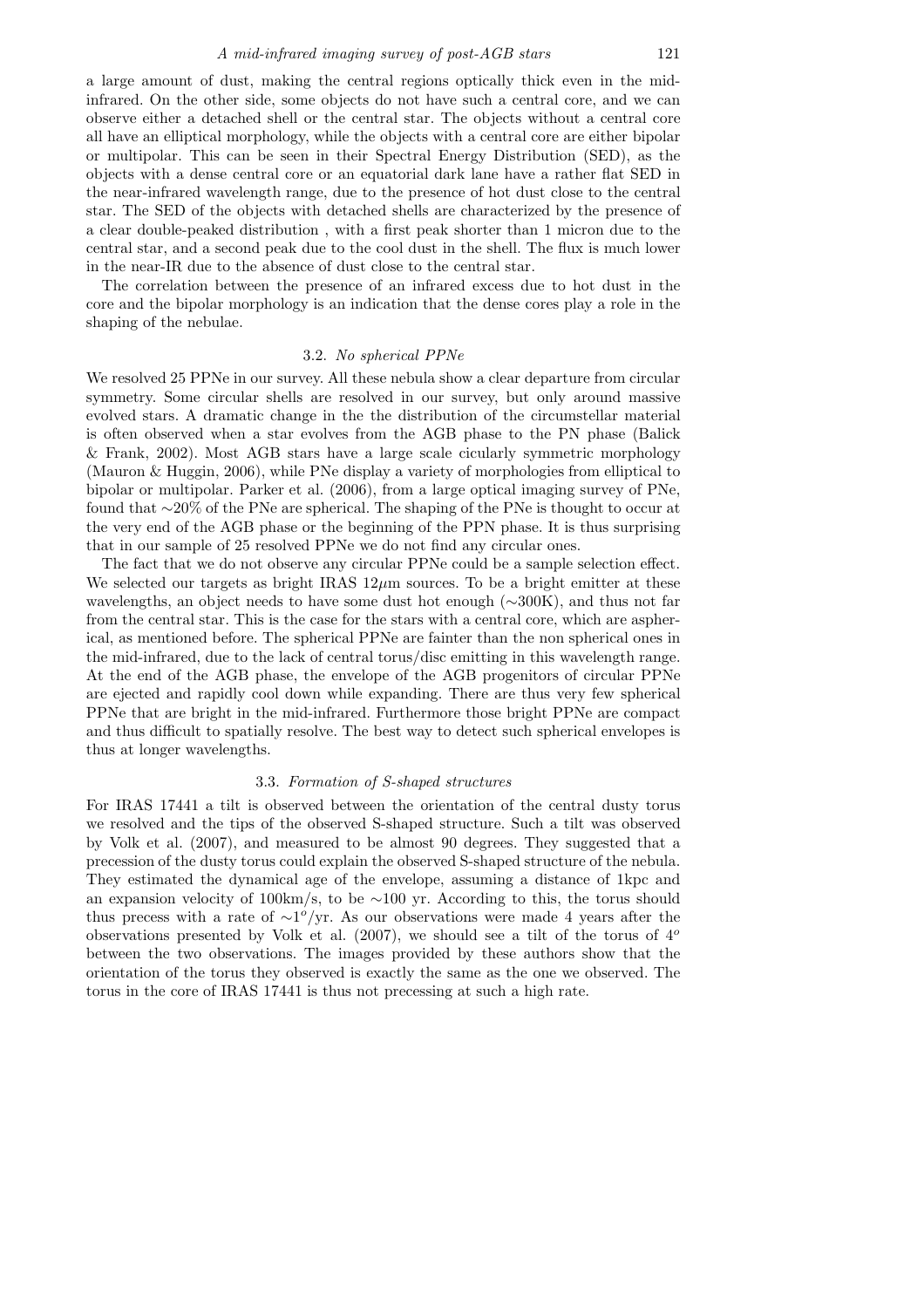a large amount of dust, making the central regions optically thick even in the mid-infrared. On the other side, some objects do not have such a central core, and we can observe either a detached shell or the central star. The objects without a central core all have an elliptical morphology, while the objects with a central core are either bipolar or multipolar. This can be seen in their Spectral Energy Distribution (SED), as the objects with a dense central core or an equatorial dark lane have a rather flat SED in the near-infrared wavelength range, due to the presence of hot dust close to the central star. The SED of the objects with detached shells are characterized by the presence of a clear double-peaked distribution , with a first peak shorter than 1 micron due to the central star, and a second peak due to the cool dust in the shell. The flux is much lower in the near-IR due to the absence of dust close to the central star.

The correlation between the presence of an infrared excess due to hot dust in the core and the bipolar morphology is an indication that the dense cores play a role in the shaping of the nebulae.

### 3.2. *No spherical PPNe*

We resolved 25 PPNe in our survey. All these nebula show a clear departure from circular symmetry. Some circular shells are resolved in our survey, but only around massive evolved stars. A dramatic change in the the distribution of the circumstellar material is often observed when a star evolves from the AGB phase to the PN phase (Balick & Frank, 2002). Most AGB stars have a large scale cicularly symmetric morphology (Mauron & Huggin, 2006), while PNe display a variety of morphologies from elliptical to bipolar or multipolar. Parker et al. (2006), from a large optical imaging survey of PNe, found that $\sim$20% of the PNe are spherical. The shaping of the PNe is thought to occur at the very end of the AGB phase or the beginning of the PPN phase. It is thus surprising that in our sample of 25 resolved PPNe we do not find any circular ones.

The fact that we do not observe any circular PPNe could be a sample selection effect. We selected our targets as bright IRAS 12$\mu$m sources. To be a bright emitter at these wavelengths, an object needs to have some dust hot enough ($\sim$300K), and thus not far from the central star. This is the case for the stars with a central core, which are aspherical, as mentioned before. The spherical PPNe are fainter than the non spherical ones in the mid-infrared, due to the lack of central torus/disc emitting in this wavelength range. At the end of the AGB phase, the envelope of the AGB progenitors of circular PPNe are ejected and rapidly cool down while expanding. There are thus very few spherical PPNe that are bright in the mid-infrared. Furthermore those bright PPNe are compact and thus difficult to spatially resolve. The best way to detect such spherical envelopes is thus at longer wavelengths.

### 3.3. *Formation of S-shaped structures*

For IRAS 17441 a tilt is observed between the orientation of the central dusty torus we resolved and the tips of the observed S-shaped structure. Such a tilt was observed by Volk et al. (2007), and measured to be almost 90 degrees. They suggested that a precession of the dusty torus could explain the observed S-shaped structure of the nebula. They estimated the dynamical age of the envelope, assuming a distance of 1kpc and an expansion velocity of 100km/s, to be $\sim$100 yr. According to this, the torus should thus precess with a rate of $\sim 1^o$/yr. As our observations were made 4 years after the observations presented by Volk et al. (2007), we should see a tilt of the torus of $4^o$ between the two observations. The images provided by these authors show that the orientation of the torus they observed is exactly the same as the one we observed. The torus in the core of IRAS 17441 is thus not precessing at such a high rate.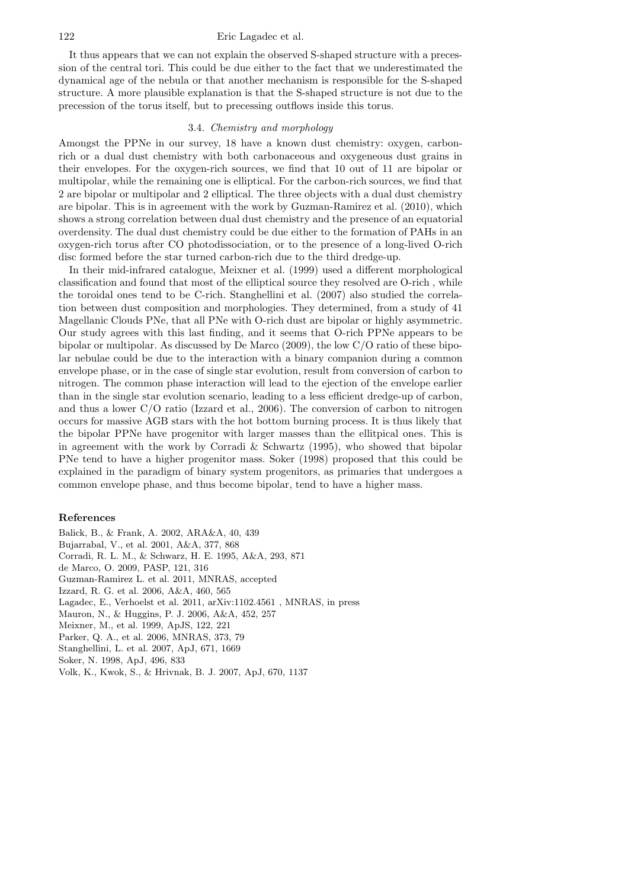It thus appears that we can not explain the observed S-shaped structure with a precession of the central tori. This could be due either to the fact that we underestimated the dynamical age of the nebula or that another mechanism is responsible for the S-shaped structure. A more plausible explanation is that the S-shaped structure is not due to the precession of the torus itself, but to precessing outflows inside this torus.

### 3.4. *Chemistry and morphology*

Amongst the PPNe in our survey, 18 have a known dust chemistry: oxygen, carbon-rich or a dual dust chemistry with both carbonaceous and oxygeneous dust grains in their envelopes. For the oxygen-rich sources, we find that 10 out of 11 are bipolar or multipolar, while the remaining one is elliptical. For the carbon-rich sources, we find that 2 are bipolar or multipolar and 2 elliptical. The three objects with a dual dust chemistry are bipolar. This is in agreement with the work by Guzman-Ramirez et al. (2010), which shows a strong correlation between dual dust chemistry and the presence of an equatorial overdensity. The dual dust chemistry could be due either to the formation of PAHs in an oxygen-rich torus after CO photodissociation, or to the presence of a long-lived O-rich disc formed before the star turned carbon-rich due to the third dredge-up.

In their mid-infrared catalogue, Meixner et al. (1999) used a different morphological classification and found that most of the elliptical source they resolved are O-rich , while the toroidal ones tend to be C-rich. Stanghellini et al. (2007) also studied the correlation between dust composition and morphologies. They determined, from a study of 41 Magellanic Clouds PNe, that all PNe with O-rich dust are bipolar or highly asymmetric. Our study agrees with this last finding, and it seems that O-rich PPNe appears to be bipolar or multipolar. As discussed by De Marco (2009), the low C/O ratio of these bipolar nebulae could be due to the interaction with a binary companion during a common envelope phase, or in the case of single star evolution, result from conversion of carbon to nitrogen. The common phase interaction will lead to the ejection of the envelope earlier than in the single star evolution scenario, leading to a less efficient dredge-up of carbon, and thus a lower C/O ratio (Izzard et al., 2006). The conversion of carbon to nitrogen occurs for massive AGB stars with the hot bottom burning process. It is thus likely that the bipolar PPNe have progenitor with larger masses than the ellitpical ones. This is in agreement with the work by Corradi & Schwartz (1995), who showed that bipolar PNe tend to have a higher progenitor mass. Soker (1998) proposed that this could be explained in the paradigm of binary system progenitors, as primaries that undergoes a common envelope phase, and thus become bipolar, tend to have a higher mass.

## References

Balick, B., & Frank, A. 2002, ARA&A, 40, 439
Bujarrabal, V., et al. 2001, A&A, 377, 868
Corradi, R. L. M., & Schwarz, H. E. 1995, A&A, 293, 871
de Marco, O. 2009, PASP, 121, 316
Guzman-Ramirez L. et al. 2011, MNRAS, accepted
Izzard, R. G. et al. 2006, A&A, 460, 565
Lagadec, E., Verhoelst et al. 2011, arXiv:1102.4561 , MNRAS, in press
Mauron, N., & Huggins, P. J. 2006, A&A, 452, 257
Meixner, M., et al. 1999, ApJS, 122, 221
Parker, Q. A., et al. 2006, MNRAS, 373, 79
Stanghellini, L. et al. 2007, ApJ, 671, 1669
Soker, N. 1998, ApJ, 496, 833
Volk, K., Kwok, S., & Hrivnak, B. J. 2007, ApJ, 670, 1137